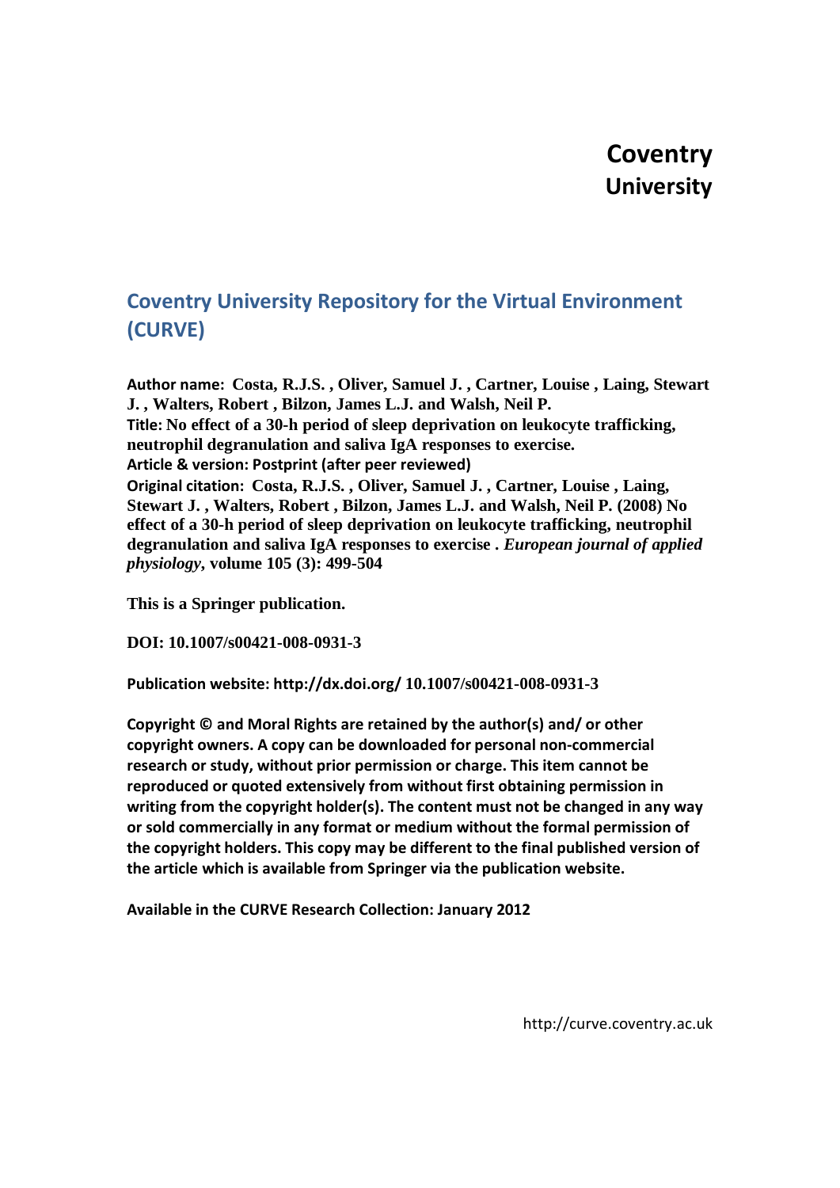# Coventry University

## Coventry University Repository for the Virtual Environment (CURVE)

**Author name:** **Costa, R.J.S. , Oliver, Samuel J. , Cartner, Louise , Laing, Stewart J. , Walters, Robert , Bilzon, James L.J. and Walsh, Neil P.**

**Title: No effect of a 30-h period of sleep deprivation on leukocyte trafficking, neutrophil degranulation and saliva IgA responses to exercise.**

**Article & version: Postprint (after peer reviewed)**

**Original citation: Costa, R.J.S. , Oliver, Samuel J. , Cartner, Louise , Laing, Stewart J. , Walters, Robert , Bilzon, James L.J. and Walsh, Neil P. (2008) No effect of a 30-h period of sleep deprivation on leukocyte trafficking, neutrophil degranulation and saliva IgA responses to exercise .** ***European journal of applied physiology*****, volume 105 (3): 499-504**

**This is a Springer publication.**

**DOI: 10.1007/s00421-008-0931-3**

**Publication website: http://dx.doi.org/ 10.1007/s00421-008-0931-3**

**Copyright © and Moral Rights are retained by the author(s) and/ or other copyright owners. A copy can be downloaded for personal non-commercial research or study, without prior permission or charge. This item cannot be reproduced or quoted extensively from without first obtaining permission in writing from the copyright holder(s). The content must not be changed in any way or sold commercially in any format or medium without the formal permission of the copyright holders. This copy may be different to the final published version of the article which is available from Springer via the publication website.**

**Available in the CURVE Research Collection: January 2012**

http://curve.coventry.ac.uk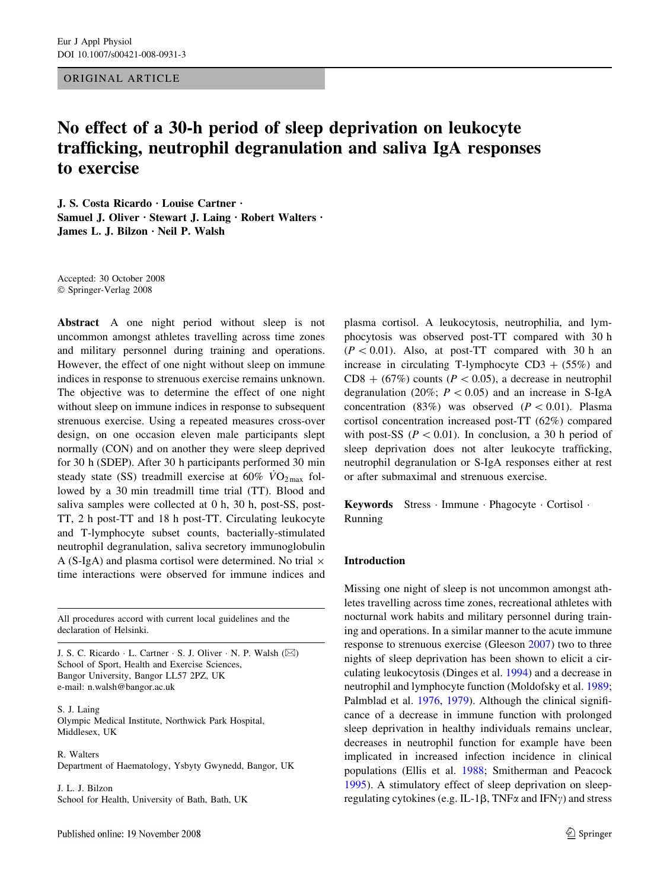Eur J Appl Physiol
DOI 10.1007/s00421-008-0931-3

ORIGINAL ARTICLE

# No effect of a 30-h period of sleep deprivation on leukocyte trafficking, neutrophil degranulation and saliva IgA responses to exercise

**J. S. Costa Ricardo · Louise Cartner · Samuel J. Oliver · Stewart J. Laing · Robert Walters · James L. J. Bilzon · Neil P. Walsh**

Accepted: 30 October 2008
© Springer-Verlag 2008

**Abstract** A one night period without sleep is not uncommon amongst athletes travelling across time zones and military personnel during training and operations. However, the effect of one night without sleep on immune indices in response to strenuous exercise remains unknown. The objective was to determine the effect of one night without sleep on immune indices in response to subsequent strenuous exercise. Using a repeated measures cross-over design, on one occasion eleven male participants slept normally (CON) and on another they were sleep deprived for 30 h (SDEP). After 30 h participants performed 30 min steady state (SS) treadmill exercise at 60% $\dot{V}O_{2\,max}$ followed by a 30 min treadmill time trial (TT). Blood and saliva samples were collected at 0 h, 30 h, post-SS, post-TT, 2 h post-TT and 18 h post-TT. Circulating leukocyte and T-lymphocyte subset counts, bacterially-stimulated neutrophil degranulation, saliva secretory immunoglobulin A (S-IgA) and plasma cortisol were determined. No trial × time interactions were observed for immune indices and plasma cortisol. A leukocytosis, neutrophilia, and lymphocytosis was observed post-TT compared with 30 h ($P < 0.01$). Also, at post-TT compared with 30 h an increase in circulating T-lymphocyte CD3 + (55%) and CD8 + (67%) counts ($P < 0.05$), a decrease in neutrophil degranulation (20%; $P < 0.05$) and an increase in S-IgA concentration (83%) was observed ($P < 0.01$). Plasma cortisol concentration increased post-TT (62%) compared with post-SS ($P < 0.01$). In conclusion, a 30 h period of sleep deprivation does not alter leukocyte trafficking, neutrophil degranulation or S-IgA responses either at rest or after submaximal and strenuous exercise.

**Keywords** Stress · Immune · Phagocyte · Cortisol · Running

All procedures accord with current local guidelines and the declaration of Helsinki.

J. S. C. Ricardo · L. Cartner · S. J. Oliver · N. P. Walsh (✉)
School of Sport, Health and Exercise Sciences,
Bangor University, Bangor LL57 2PZ, UK
e-mail: n.walsh@bangor.ac.uk

S. J. Laing
Olympic Medical Institute, Northwick Park Hospital,
Middlesex, UK

R. Walters
Department of Haematology, Ysbyty Gwynedd, Bangor, UK

J. L. J. Bilzon
School for Health, University of Bath, Bath, UK

## Introduction

Missing one night of sleep is not uncommon amongst athletes travelling across time zones, recreational athletes with nocturnal work habits and military personnel during training and operations. In a similar manner to the acute immune response to strenuous exercise (Gleeson 2007) two to three nights of sleep deprivation has been shown to elicit a circulating leukocytosis (Dinges et al. 1994) and a decrease in neutrophil and lymphocyte function (Moldofsky et al. 1989; Palmblad et al. 1976, 1979). Although the clinical significance of a decrease in immune function with prolonged sleep deprivation in healthy individuals remains unclear, decreases in neutrophil function for example have been implicated in increased infection incidence in clinical populations (Ellis et al. 1988; Smitherman and Peacock 1995). A stimulatory effect of sleep deprivation on sleep-regulating cytokines (e.g. IL-1β, TNFα and IFNγ) and stress

Published online: 19 November 2008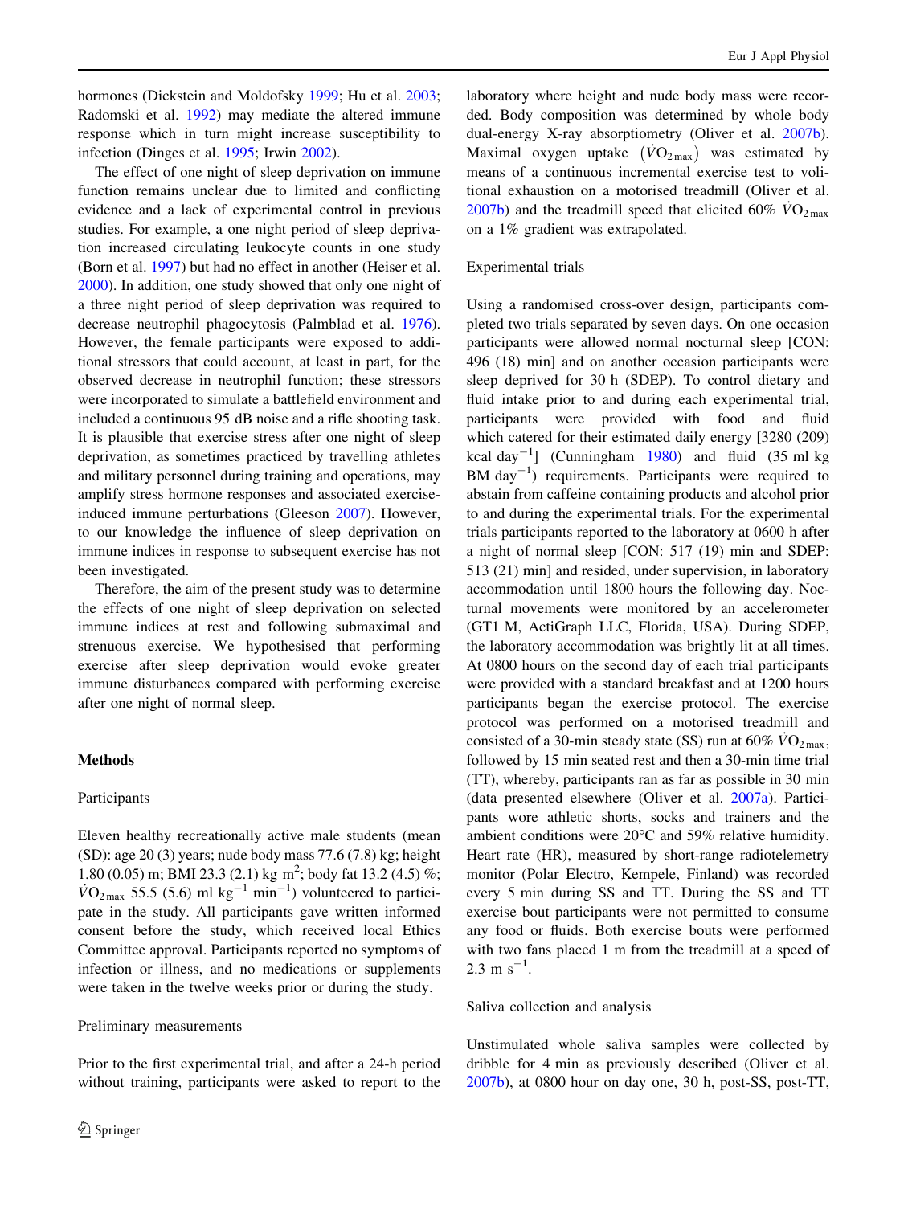hormones (Dickstein and Moldofsky 1999; Hu et al. 2003; Radomski et al. 1992) may mediate the altered immune response which in turn might increase susceptibility to infection (Dinges et al. 1995; Irwin 2002).

The effect of one night of sleep deprivation on immune function remains unclear due to limited and conflicting evidence and a lack of experimental control in previous studies. For example, a one night period of sleep deprivation increased circulating leukocyte counts in one study (Born et al. 1997) but had no effect in another (Heiser et al. 2000). In addition, one study showed that only one night of a three night period of sleep deprivation was required to decrease neutrophil phagocytosis (Palmblad et al. 1976). However, the female participants were exposed to additional stressors that could account, at least in part, for the observed decrease in neutrophil function; these stressors were incorporated to simulate a battlefield environment and included a continuous 95 dB noise and a rifle shooting task. It is plausible that exercise stress after one night of sleep deprivation, as sometimes practiced by travelling athletes and military personnel during training and operations, may amplify stress hormone responses and associated exercise-induced immune perturbations (Gleeson 2007). However, to our knowledge the influence of sleep deprivation on immune indices in response to subsequent exercise has not been investigated.

Therefore, the aim of the present study was to determine the effects of one night of sleep deprivation on selected immune indices at rest and following submaximal and strenuous exercise. We hypothesised that performing exercise after sleep deprivation would evoke greater immune disturbances compared with performing exercise after one night of normal sleep.

## Methods

### Participants

Eleven healthy recreationally active male students (mean (SD): age 20 (3) years; nude body mass 77.6 (7.8) kg; height 1.80 (0.05) m; BMI 23.3 (2.1) kg m$^2$; body fat 13.2 (4.5) %; $\dot{V}O_{2\,max}$ 55.5 (5.6) ml kg$^{-1}$ min$^{-1}$) volunteered to participate in the study. All participants gave written informed consent before the study, which received local Ethics Committee approval. Participants reported no symptoms of infection or illness, and no medications or supplements were taken in the twelve weeks prior or during the study.

### Preliminary measurements

Prior to the first experimental trial, and after a 24-h period without training, participants were asked to report to the laboratory where height and nude body mass were recorded. Body composition was determined by whole body dual-energy X-ray absorptiometry (Oliver et al. 2007b). Maximal oxygen uptake $\left(\dot{V}O_{2\,max}\right)$ was estimated by means of a continuous incremental exercise test to volitional exhaustion on a motorised treadmill (Oliver et al. 2007b) and the treadmill speed that elicited 60% $\dot{V}O_{2\,max}$ on a 1% gradient was extrapolated.

### Experimental trials

Using a randomised cross-over design, participants completed two trials separated by seven days. On one occasion participants were allowed normal nocturnal sleep [CON: 496 (18) min] and on another occasion participants were sleep deprived for 30 h (SDEP). To control dietary and fluid intake prior to and during each experimental trial, participants were provided with food and fluid which catered for their estimated daily energy [3280 (209) kcal day$^{-1}$] (Cunningham 1980) and fluid (35 ml kg BM day$^{-1}$) requirements. Participants were required to abstain from caffeine containing products and alcohol prior to and during the experimental trials. For the experimental trials participants reported to the laboratory at 0600 h after a night of normal sleep [CON: 517 (19) min and SDEP: 513 (21) min] and resided, under supervision, in laboratory accommodation until 1800 hours the following day. Nocturnal movements were monitored by an accelerometer (GT1 M, ActiGraph LLC, Florida, USA). During SDEP, the laboratory accommodation was brightly lit at all times. At 0800 hours on the second day of each trial participants were provided with a standard breakfast and at 1200 hours participants began the exercise protocol. The exercise protocol was performed on a motorised treadmill and consisted of a 30-min steady state (SS) run at 60% $\dot{V}O_{2\,max}$, followed by 15 min seated rest and then a 30-min time trial (TT), whereby, participants ran as far as possible in 30 min (data presented elsewhere (Oliver et al. 2007a). Participants wore athletic shorts, socks and trainers and the ambient conditions were 20°C and 59% relative humidity. Heart rate (HR), measured by short-range radiotelemetry monitor (Polar Electro, Kempele, Finland) was recorded every 5 min during SS and TT. During the SS and TT exercise bout participants were not permitted to consume any food or fluids. Both exercise bouts were performed with two fans placed 1 m from the treadmill at a speed of 2.3 m s$^{-1}$.

### Saliva collection and analysis

Unstimulated whole saliva samples were collected by dribble for 4 min as previously described (Oliver et al. 2007b), at 0800 hour on day one, 30 h, post-SS, post-TT,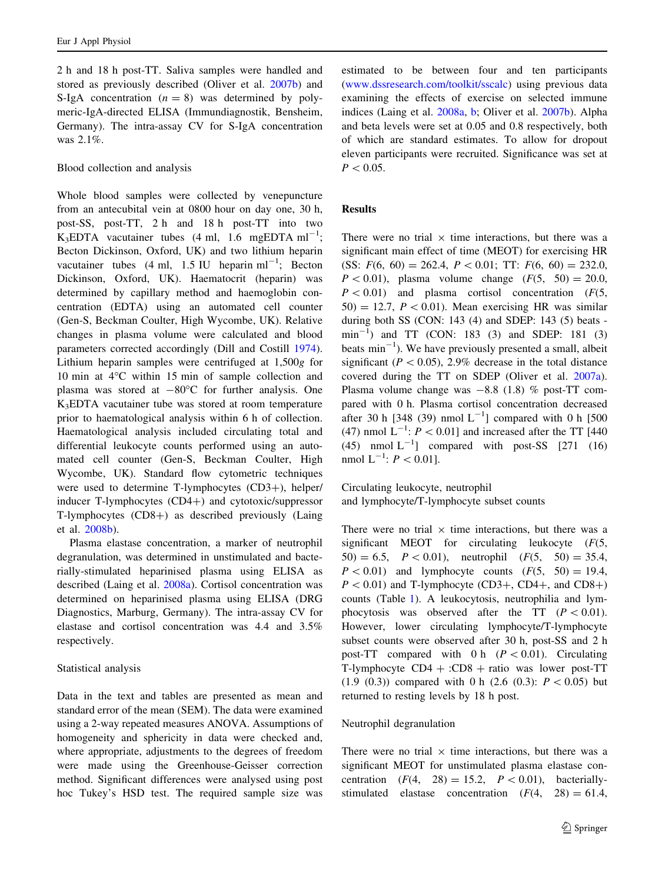2 h and 18 h post-TT. Saliva samples were handled and stored as previously described (Oliver et al. 2007b) and S-IgA concentration ($n = 8$) was determined by polymeric-IgA-directed ELISA (Immundiagnostik, Bensheim, Germany). The intra-assay CV for S-IgA concentration was 2.1%.

### Blood collection and analysis

Whole blood samples were collected by venepuncture from an antecubital vein at 0800 hour on day one, 30 h, post-SS, post-TT, 2 h and 18 h post-TT into two $K_3EDTA$ vacutainer tubes (4 ml, 1.6 mgEDTA $ml^{-1}$; Becton Dickinson, Oxford, UK) and two lithium heparin vacutainer tubes (4 ml, 1.5 IU heparin $ml^{-1}$; Becton Dickinson, Oxford, UK). Haematocrit (heparin) was determined by capillary method and haemoglobin concentration (EDTA) using an automated cell counter (Gen-S, Beckman Coulter, High Wycombe, UK). Relative changes in plasma volume were calculated and blood parameters corrected accordingly (Dill and Costill 1974). Lithium heparin samples were centrifuged at 1,500*g* for 10 min at 4°C within 15 min of sample collection and plasma was stored at −80°C for further analysis. One $K_3EDTA$ vacutainer tube was stored at room temperature prior to haematological analysis within 6 h of collection. Haematological analysis included circulating total and differential leukocyte counts performed using an automated cell counter (Gen-S, Beckman Coulter, High Wycombe, UK). Standard flow cytometric techniques were used to determine T-lymphocytes (CD3+), helper/inducer T-lymphocytes (CD4+) and cytotoxic/suppressor T-lymphocytes (CD8+) as described previously (Laing et al. 2008b).

Plasma elastase concentration, a marker of neutrophil degranulation, was determined in unstimulated and bacterially-stimulated heparinised plasma using ELISA as described (Laing et al. 2008a). Cortisol concentration was determined on heparinised plasma using ELISA (DRG Diagnostics, Marburg, Germany). The intra-assay CV for elastase and cortisol concentration was 4.4 and 3.5% respectively.

### Statistical analysis

Data in the text and tables are presented as mean and standard error of the mean (SEM). The data were examined using a 2-way repeated measures ANOVA. Assumptions of homogeneity and sphericity in data were checked and, where appropriate, adjustments to the degrees of freedom were made using the Greenhouse-Geisser correction method. Significant differences were analysed using post hoc Tukey's HSD test. The required sample size was estimated to be between four and ten participants (www.dssresearch.com/toolkit/sscalc) using previous data examining the effects of exercise on selected immune indices (Laing et al. 2008a, b; Oliver et al. 2007b). Alpha and beta levels were set at 0.05 and 0.8 respectively, both of which are standard estimates. To allow for dropout eleven participants were recruited. Significance was set at $P < 0.05$.

## Results

There were no trial × time interactions, but there was a significant main effect of time (MEOT) for exercising HR (SS: $F(6, 60) = 262.4$, $P < 0.01$; TT: $F(6, 60) = 232.0$, $P < 0.01$), plasma volume change ($F(5, 50) = 20.0$, $P < 0.01$) and plasma cortisol concentration ($F(5, 50) = 12.7$, $P < 0.01$). Mean exercising HR was similar during both SS (CON: 143 (4) and SDEP: 143 (5) beats $min^{-1}$) and TT (CON: 183 (3) and SDEP: 181 (3) beats $min^{-1}$). We have previously presented a small, albeit significant ($P < 0.05$), 2.9% decrease in the total distance covered during the TT on SDEP (Oliver et al. 2007a). Plasma volume change was −8.8 (1.8) % post-TT compared with 0 h. Plasma cortisol concentration decreased after 30 h [348 (39) nmol $L^{-1}$] compared with 0 h [500 (47) nmol $L^{-1}$: $P < 0.01$] and increased after the TT [440 (45) nmol $L^{-1}$] compared with post-SS [271 (16) nmol $L^{-1}$: $P < 0.01$].

### Circulating leukocyte, neutrophil and lymphocyte/T-lymphocyte subset counts

There were no trial × time interactions, but there was a significant MEOT for circulating leukocyte ($F(5, 50) = 6.5$, $P < 0.01$), neutrophil ($F(5, 50) = 35.4$, $P < 0.01$) and lymphocyte counts ($F(5, 50) = 19.4$, $P < 0.01$) and T-lymphocyte (CD3+, CD4+, and CD8+) counts (Table 1). A leukocytosis, neutrophilia and lymphocytosis was observed after the TT ($P < 0.01$). However, lower circulating lymphocyte/T-lymphocyte subset counts were observed after 30 h, post-SS and 2 h post-TT compared with 0 h ($P < 0.01$). Circulating T-lymphocyte CD4 + :CD8 + ratio was lower post-TT (1.9 (0.3)) compared with 0 h (2.6 (0.3): $P < 0.05$) but returned to resting levels by 18 h post.

### Neutrophil degranulation

There were no trial × time interactions, but there was a significant MEOT for unstimulated plasma elastase concentration ($F(4, 28) = 15.2$, $P < 0.01$), bacterially-stimulated elastase concentration ($F(4, 28) = 61.4$,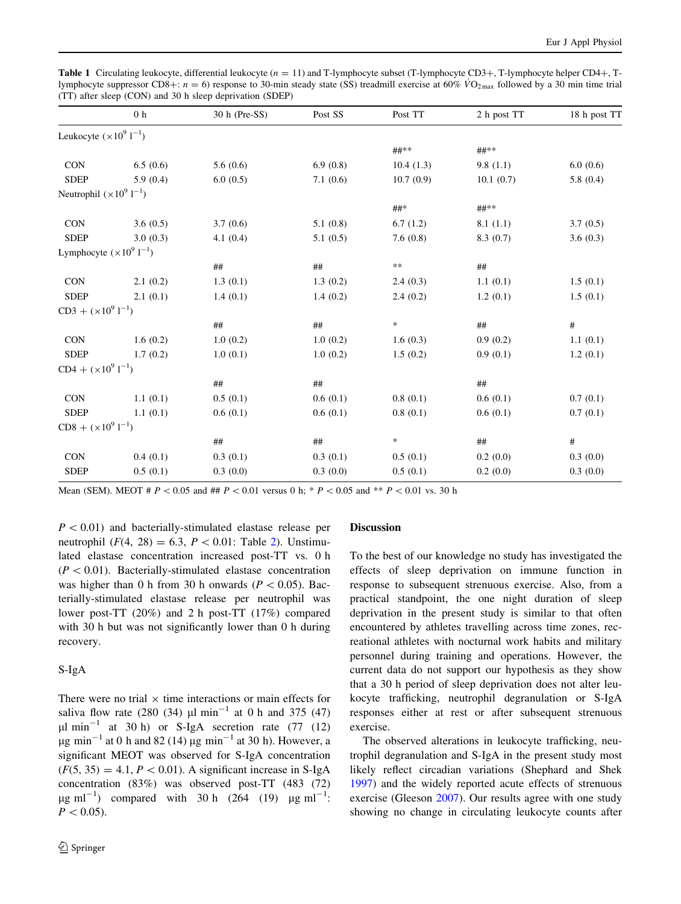**Table 1** Circulating leukocyte, differential leukocyte ($n = 11$) and T-lymphocyte subset (T-lymphocyte CD3+, T-lymphocyte helper CD4+, T-lymphocyte suppressor CD8+: $n = 6$) response to 30-min steady state (SS) treadmill exercise at 60% $\dot{V}O_{2\max}$ followed by a 30 min time trial (TT) after sleep (CON) and 30 h sleep deprivation (SDEP)

| | 0 h | 30 h (Pre-SS) | Post SS | Post TT | 2 h post TT | 18 h post TT |
|---|---|---|---|---|---|---|
| Leukocyte ($\times 10^9$ l$^{-1}$) | | | | | | |
| | | | | ##** | ##** | |
| CON | 6.5 (0.6) | 5.6 (0.6) | 6.9 (0.8) | 10.4 (1.3) | 9.8 (1.1) | 6.0 (0.6) |
| SDEP | 5.9 (0.4) | 6.0 (0.5) | 7.1 (0.6) | 10.7 (0.9) | 10.1 (0.7) | 5.8 (0.4) |
| Neutrophil ($\times 10^9$ l$^{-1}$) | | | | | | |
| | | | | ##* | ##** | |
| CON | 3.6 (0.5) | 3.7 (0.6) | 5.1 (0.8) | 6.7 (1.2) | 8.1 (1.1) | 3.7 (0.5) |
| SDEP | 3.0 (0.3) | 4.1 (0.4) | 5.1 (0.5) | 7.6 (0.8) | 8.3 (0.7) | 3.6 (0.3) |
| Lymphocyte ($\times 10^9$ l$^{-1}$) | | | | | | |
| | | ## | ## | ** | ## | |
| CON | 2.1 (0.2) | 1.3 (0.1) | 1.3 (0.2) | 2.4 (0.3) | 1.1 (0.1) | 1.5 (0.1) |
| SDEP | 2.1 (0.1) | 1.4 (0.1) | 1.4 (0.2) | 2.4 (0.2) | 1.2 (0.1) | 1.5 (0.1) |
| CD3 + ($\times 10^9$ l$^{-1}$) | | | | | | |
| | | ## | ## | * | ## | # |
| CON | 1.6 (0.2) | 1.0 (0.2) | 1.0 (0.2) | 1.6 (0.3) | 0.9 (0.2) | 1.1 (0.1) |
| SDEP | 1.7 (0.2) | 1.0 (0.1) | 1.0 (0.2) | 1.5 (0.2) | 0.9 (0.1) | 1.2 (0.1) |
| CD4 + ($\times 10^9$ l$^{-1}$) | | | | | | |
| | | ## | ## | | ## | |
| CON | 1.1 (0.1) | 0.5 (0.1) | 0.6 (0.1) | 0.8 (0.1) | 0.6 (0.1) | 0.7 (0.1) |
| SDEP | 1.1 (0.1) | 0.6 (0.1) | 0.6 (0.1) | 0.8 (0.1) | 0.6 (0.1) | 0.7 (0.1) |
| CD8 + ($\times 10^9$ l$^{-1}$) | | | | | | |
| | | ## | ## | * | ## | # |
| CON | 0.4 (0.1) | 0.3 (0.1) | 0.3 (0.1) | 0.5 (0.1) | 0.2 (0.0) | 0.3 (0.0) |
| SDEP | 0.5 (0.1) | 0.3 (0.0) | 0.3 (0.0) | 0.5 (0.1) | 0.2 (0.0) | 0.3 (0.0) |

Mean (SEM). MEOT # $P < 0.05$ and ## $P < 0.01$ versus 0 h; * $P < 0.05$ and ** $P < 0.01$ vs. 30 h

$P < 0.01$) and bacterially-stimulated elastase release per neutrophil ($F(4, 28) = 6.3$, $P < 0.01$: Table 2). Unstimulated elastase concentration increased post-TT vs. 0 h ($P < 0.01$). Bacterially-stimulated elastase concentration was higher than 0 h from 30 h onwards ($P < 0.05$). Bacterially-stimulated elastase release per neutrophil was lower post-TT (20%) and 2 h post-TT (17%) compared with 30 h but was not significantly lower than 0 h during recovery.

### S-IgA

There were no trial × time interactions or main effects for saliva flow rate (280 (34) μl min$^{-1}$ at 0 h and 375 (47) μl min$^{-1}$ at 30 h) or S-IgA secretion rate (77 (12) μg min$^{-1}$ at 0 h and 82 (14) μg min$^{-1}$ at 30 h). However, a significant MEOT was observed for S-IgA concentration ($F(5, 35) = 4.1$, $P < 0.01$). A significant increase in S-IgA concentration (83%) was observed post-TT (483 (72) μg ml$^{-1}$) compared with 30 h (264 (19) μg ml$^{-1}$: $P < 0.05$).

## Discussion

To the best of our knowledge no study has investigated the effects of sleep deprivation on immune function in response to subsequent strenuous exercise. Also, from a practical standpoint, the one night duration of sleep deprivation in the present study is similar to that often encountered by athletes travelling across time zones, recreational athletes with nocturnal work habits and military personnel during training and operations. However, the current data do not support our hypothesis as they show that a 30 h period of sleep deprivation does not alter leukocyte trafficking, neutrophil degranulation or S-IgA responses either at rest or after subsequent strenuous exercise.

The observed alterations in leukocyte trafficking, neutrophil degranulation and S-IgA in the present study most likely reflect circadian variations (Shephard and Shek 1997) and the widely reported acute effects of strenuous exercise (Gleeson 2007). Our results agree with one study showing no change in circulating leukocyte counts after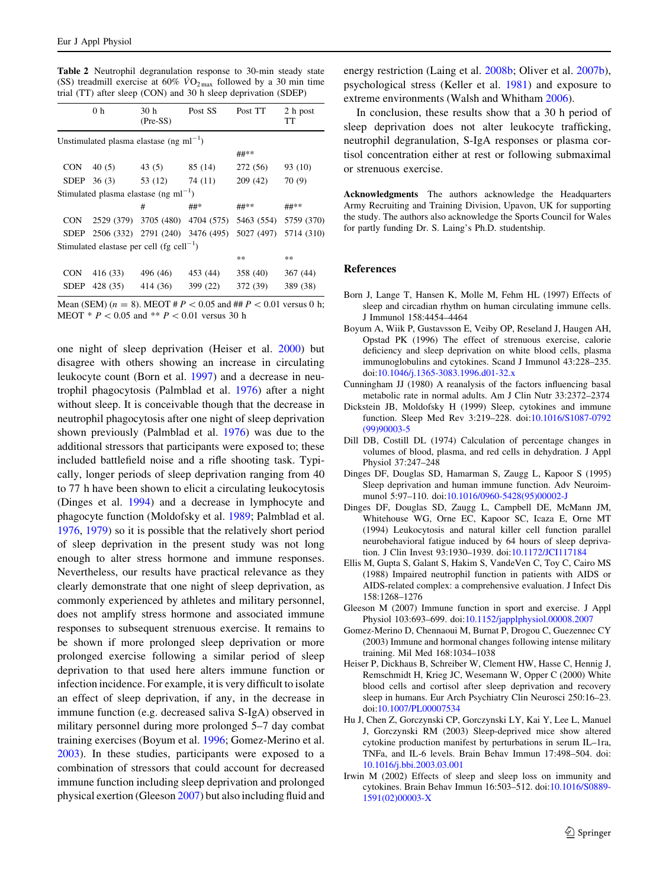**Table 2** Neutrophil degranulation response to 30-min steady state (SS) treadmill exercise at 60% $\dot{V}O_{2max}$ followed by a 30 min time trial (TT) after sleep (CON) and 30 h sleep deprivation (SDEP)

| | 0 h | 30 h (Pre-SS) | Post SS | Post TT | 2 h post TT |
|---|---|---|---|---|---|
| Unstimulated plasma elastase (ng ml$^{-1}$) | | | | | |
| | | | | ##** | |
| CON | 40 (5) | 43 (5) | 85 (14) | 272 (56) | 93 (10) |
| SDEP | 36 (3) | 53 (12) | 74 (11) | 209 (42) | 70 (9) |
| Stimulated plasma elastase (ng ml$^{-1}$) | | | | | |
| | | # | ##* | ##** | ##** |
| CON | 2529 (379) | 3705 (480) | 4704 (575) | 5463 (554) | 5759 (370) |
| SDEP | 2506 (332) | 2791 (240) | 3476 (495) | 5027 (497) | 5714 (310) |
| Stimulated elastase per cell (fg cell$^{-1}$) | | | | | |
| | | | | ** | ** |
| CON | 416 (33) | 496 (46) | 453 (44) | 358 (40) | 367 (44) |
| SDEP | 428 (35) | 414 (36) | 399 (22) | 372 (39) | 389 (38) |

Mean (SEM) ($n$ = 8). MEOT # $P < 0.05$ and ## $P < 0.01$ versus 0 h; MEOT * $P < 0.05$ and ** $P < 0.01$ versus 30 h

one night of sleep deprivation (Heiser et al. 2000) but disagree with others showing an increase in circulating leukocyte count (Born et al. 1997) and a decrease in neutrophil phagocytosis (Palmblad et al. 1976) after a night without sleep. It is conceivable though that the decrease in neutrophil phagocytosis after one night of sleep deprivation shown previously (Palmblad et al. 1976) was due to the additional stressors that participants were exposed to; these included battlefield noise and a rifle shooting task. Typically, longer periods of sleep deprivation ranging from 40 to 77 h have been shown to elicit a circulating leukocytosis (Dinges et al. 1994) and a decrease in lymphocyte and phagocyte function (Moldofsky et al. 1989; Palmblad et al. 1976, 1979) so it is possible that the relatively short period of sleep deprivation in the present study was not long enough to alter stress hormone and immune responses. Nevertheless, our results have practical relevance as they clearly demonstrate that one night of sleep deprivation, as commonly experienced by athletes and military personnel, does not amplify stress hormone and associated immune responses to subsequent strenuous exercise. It remains to be shown if more prolonged sleep deprivation or more prolonged exercise following a similar period of sleep deprivation to that used here alters immune function or infection incidence. For example, it is very difficult to isolate an effect of sleep deprivation, if any, in the decrease in immune function (e.g. decreased saliva S-IgA) observed in military personnel during more prolonged 5–7 day combat training exercises (Boyum et al. 1996; Gomez-Merino et al. 2003). In these studies, participants were exposed to a combination of stressors that could account for decreased immune function including sleep deprivation and prolonged physical exertion (Gleeson 2007) but also including fluid and energy restriction (Laing et al. 2008b; Oliver et al. 2007b), psychological stress (Keller et al. 1981) and exposure to extreme environments (Walsh and Whitham 2006).

In conclusion, these results show that a 30 h period of sleep deprivation does not alter leukocyte trafficking, neutrophil degranulation, S-IgA responses or plasma cortisol concentration either at rest or following submaximal or strenuous exercise.

**Acknowledgments** The authors acknowledge the Headquarters Army Recruiting and Training Division, Upavon, UK for supporting the study. The authors also acknowledge the Sports Council for Wales for partly funding Dr. S. Laing's Ph.D. studentship.

## References

Born J, Lange T, Hansen K, Molle M, Fehm HL (1997) Effects of sleep and circadian rhythm on human circulating immune cells. J Immunol 158:4454–4464

Boyum A, Wiik P, Gustavsson E, Veiby OP, Reseland J, Haugen AH, Opstad PK (1996) The effect of strenuous exercise, calorie deficiency and sleep deprivation on white blood cells, plasma immunoglobulins and cytokines. Scand J Immunol 43:228–235. doi:10.1046/j.1365-3083.1996.d01-32.x

Cunningham JJ (1980) A reanalysis of the factors influencing basal metabolic rate in normal adults. Am J Clin Nutr 33:2372–2374

Dickstein JB, Moldofsky H (1999) Sleep, cytokines and immune function. Sleep Med Rev 3:219–228. doi:10.1016/S1087-0792(99)90003-5

Dill DB, Costill DL (1974) Calculation of percentage changes in volumes of blood, plasma, and red cells in dehydration. J Appl Physiol 37:247–248

Dinges DF, Douglas SD, Hamarman S, Zaugg L, Kapoor S (1995) Sleep deprivation and human immune function. Adv Neuroimmunol 5:97–110. doi:10.1016/0960-5428(95)00002-J

Dinges DF, Douglas SD, Zaugg L, Campbell DE, McMann JM, Whitehouse WG, Orne EC, Kapoor SC, Icaza E, Orne MT (1994) Leukocytosis and natural killer cell function parallel neurobehavioral fatigue induced by 64 hours of sleep deprivation. J Clin Invest 93:1930–1939. doi:10.1172/JCI117184

Ellis M, Gupta S, Galant S, Hakim S, VandeVen C, Toy C, Cairo MS (1988) Impaired neutrophil function in patients with AIDS or AIDS-related complex: a comprehensive evaluation. J Infect Dis 158:1268–1276

Gleeson M (2007) Immune function in sport and exercise. J Appl Physiol 103:693–699. doi:10.1152/japplphysiol.00008.2007

Gomez-Merino D, Chennaoui M, Burnat P, Drogou C, Guezennec CY (2003) Immune and hormonal changes following intense military training. Mil Med 168:1034–1038

Heiser P, Dickhaus B, Schreiber W, Clement HW, Hasse C, Hennig J, Remschmidt H, Krieg JC, Wesemann W, Opper C (2000) White blood cells and cortisol after sleep deprivation and recovery sleep in humans. Eur Arch Psychiatry Clin Neurosci 250:16–23. doi:10.1007/PL00007534

Hu J, Chen Z, Gorczynski CP, Gorczynski LY, Kai Y, Lee L, Manuel J, Gorczynski RM (2003) Sleep-deprived mice show altered cytokine production manifest by perturbations in serum IL–1ra, TNFa, and IL-6 levels. Brain Behav Immun 17:498–504. doi:10.1016/j.bbi.2003.03.001

Irwin M (2002) Effects of sleep and sleep loss on immunity and cytokines. Brain Behav Immun 16:503–512. doi:10.1016/S0889-1591(02)00003-X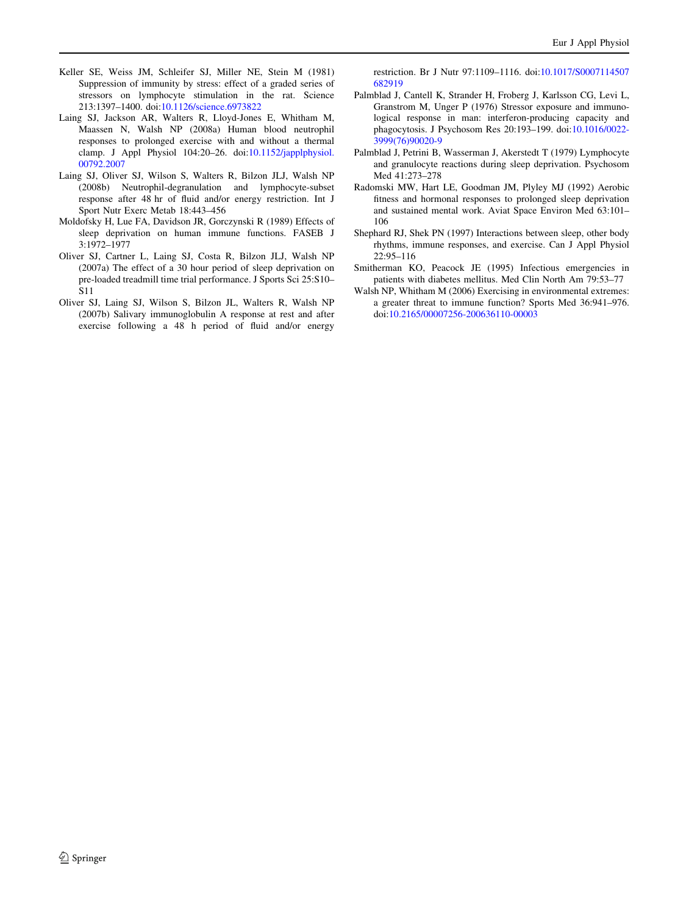Keller SE, Weiss JM, Schleifer SJ, Miller NE, Stein M (1981) Suppression of immunity by stress: effect of a graded series of stressors on lymphocyte stimulation in the rat. Science 213:1397–1400. doi:10.1126/science.6973822

Laing SJ, Jackson AR, Walters R, Lloyd-Jones E, Whitham M, Maassen N, Walsh NP (2008a) Human blood neutrophil responses to prolonged exercise with and without a thermal clamp. J Appl Physiol 104:20–26. doi:10.1152/japplphysiol.00792.2007

Laing SJ, Oliver SJ, Wilson S, Walters R, Bilzon JLJ, Walsh NP (2008b) Neutrophil-degranulation and lymphocyte-subset response after 48 hr of fluid and/or energy restriction. Int J Sport Nutr Exerc Metab 18:443–456

Moldofsky H, Lue FA, Davidson JR, Gorczynski R (1989) Effects of sleep deprivation on human immune functions. FASEB J 3:1972–1977

Oliver SJ, Cartner L, Laing SJ, Costa R, Bilzon JLJ, Walsh NP (2007a) The effect of a 30 hour period of sleep deprivation on pre-loaded treadmill time trial performance. J Sports Sci 25:S10–S11

Oliver SJ, Laing SJ, Wilson S, Bilzon JL, Walters R, Walsh NP (2007b) Salivary immunoglobulin A response at rest and after exercise following a 48 h period of fluid and/or energy restriction. Br J Nutr 97:1109–1116. doi:10.1017/S0007114507682919

Palmblad J, Cantell K, Strander H, Froberg J, Karlsson CG, Levi L, Granstrom M, Unger P (1976) Stressor exposure and immunological response in man: interferon-producing capacity and phagocytosis. J Psychosom Res 20:193–199. doi:10.1016/0022-3999(76)90020-9

Palmblad J, Petrini B, Wasserman J, Akerstedt T (1979) Lymphocyte and granulocyte reactions during sleep deprivation. Psychosom Med 41:273–278

Radomski MW, Hart LE, Goodman JM, Plyley MJ (1992) Aerobic fitness and hormonal responses to prolonged sleep deprivation and sustained mental work. Aviat Space Environ Med 63:101–106

Shephard RJ, Shek PN (1997) Interactions between sleep, other body rhythms, immune responses, and exercise. Can J Appl Physiol 22:95–116

Smitherman KO, Peacock JE (1995) Infectious emergencies in patients with diabetes mellitus. Med Clin North Am 79:53–77

Walsh NP, Whitham M (2006) Exercising in environmental extremes: a greater threat to immune function? Sports Med 36:941–976. doi:10.2165/00007256-200636110-00003